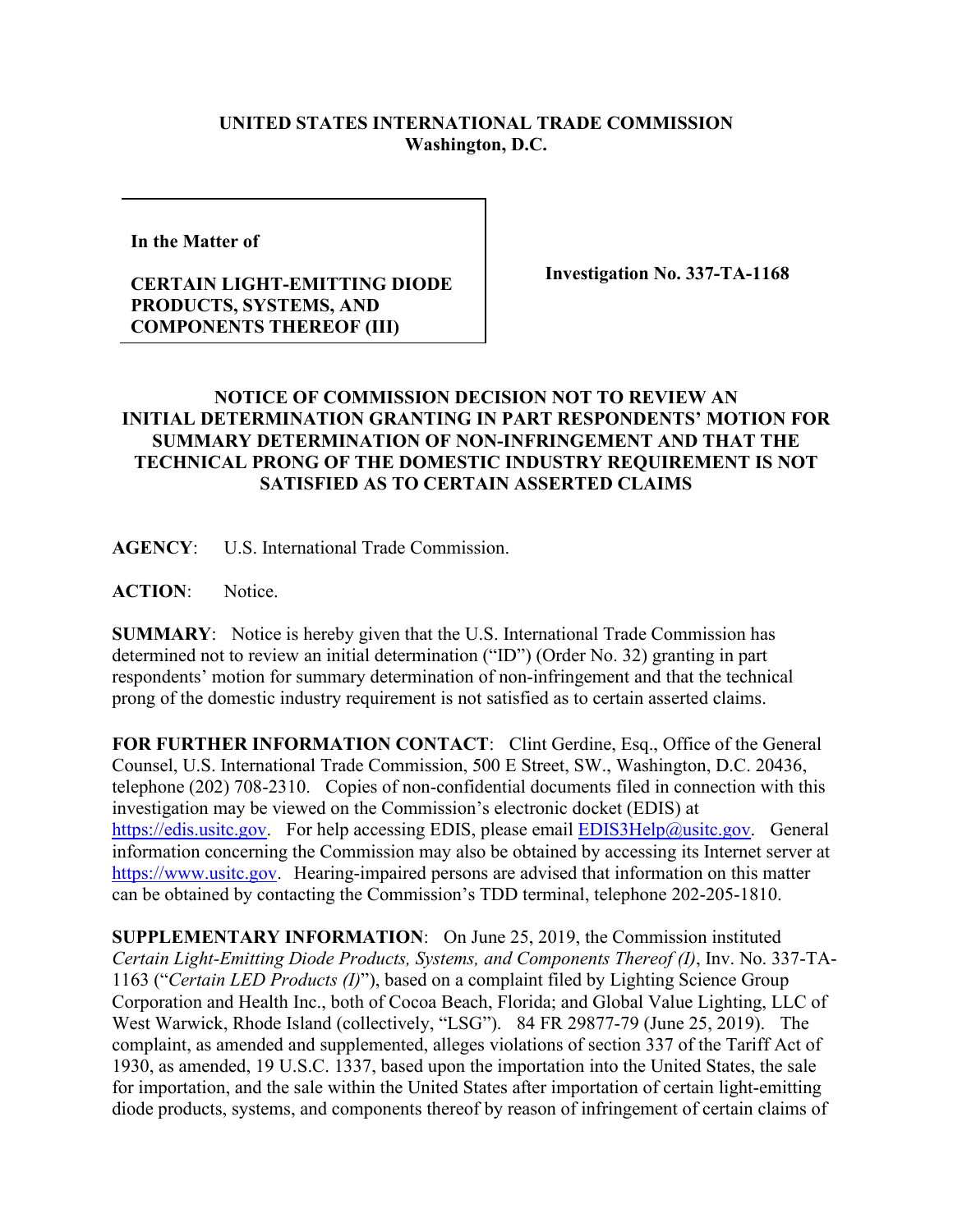**UNITED STATES INTERNATIONAL TRADE COMMISSION**
**Washington, D.C.**

| In the Matter of<br><br>**CERTAIN LIGHT-EMITTING DIODE PRODUCTS, SYSTEMS, AND COMPONENTS THEREOF (III)** | **Investigation No. 337-TA-1168** |
|---|---|

## NOTICE OF COMMISSION DECISION NOT TO REVIEW AN INITIAL DETERMINATION GRANTING IN PART RESPONDENTS' MOTION FOR SUMMARY DETERMINATION OF NON-INFRINGEMENT AND THAT THE TECHNICAL PRONG OF THE DOMESTIC INDUSTRY REQUIREMENT IS NOT SATISFIED AS TO CERTAIN ASSERTED CLAIMS

**AGENCY**: U.S. International Trade Commission.

**ACTION**: Notice.

**SUMMARY**: Notice is hereby given that the U.S. International Trade Commission has determined not to review an initial determination ("ID") (Order No. 32) granting in part respondents' motion for summary determination of non-infringement and that the technical prong of the domestic industry requirement is not satisfied as to certain asserted claims.

**FOR FURTHER INFORMATION CONTACT**: Clint Gerdine, Esq., Office of the General Counsel, U.S. International Trade Commission, 500 E Street, SW., Washington, D.C. 20436, telephone (202) 708-2310. Copies of non-confidential documents filed in connection with this investigation may be viewed on the Commission's electronic docket (EDIS) at https://edis.usitc.gov. For help accessing EDIS, please email EDIS3Help@usitc.gov. General information concerning the Commission may also be obtained by accessing its Internet server at https://www.usitc.gov. Hearing-impaired persons are advised that information on this matter can be obtained by contacting the Commission's TDD terminal, telephone 202-205-1810.

**SUPPLEMENTARY INFORMATION**: On June 25, 2019, the Commission instituted *Certain Light-Emitting Diode Products, Systems, and Components Thereof (I)*, Inv. No. 337-TA-1163 ("*Certain LED Products (I)*"), based on a complaint filed by Lighting Science Group Corporation and Health Inc., both of Cocoa Beach, Florida; and Global Value Lighting, LLC of West Warwick, Rhode Island (collectively, "LSG"). 84 FR 29877-79 (June 25, 2019). The complaint, as amended and supplemented, alleges violations of section 337 of the Tariff Act of 1930, as amended, 19 U.S.C. 1337, based upon the importation into the United States, the sale for importation, and the sale within the United States after importation of certain light-emitting diode products, systems, and components thereof by reason of infringement of certain claims of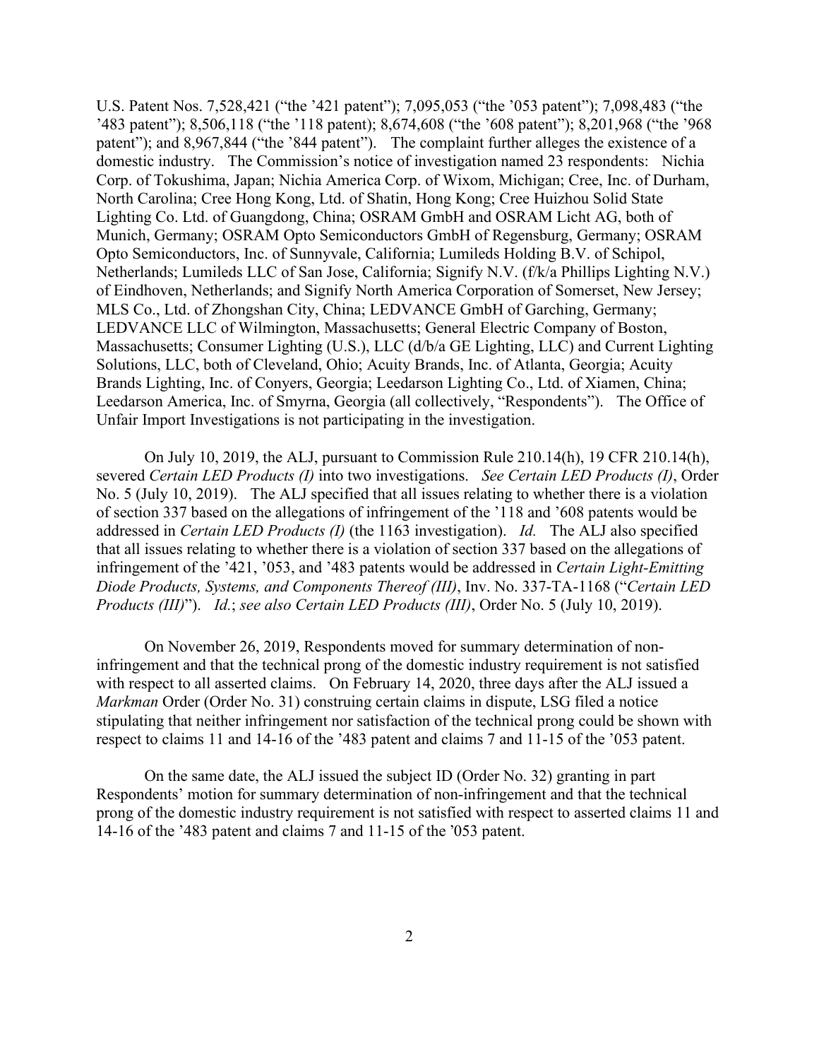U.S. Patent Nos. 7,528,421 ("the '421 patent"); 7,095,053 ("the '053 patent"); 7,098,483 ("the '483 patent"); 8,506,118 ("the '118 patent); 8,674,608 ("the '608 patent"); 8,201,968 ("the '968 patent"); and 8,967,844 ("the '844 patent"). The complaint further alleges the existence of a domestic industry. The Commission's notice of investigation named 23 respondents: Nichia Corp. of Tokushima, Japan; Nichia America Corp. of Wixom, Michigan; Cree, Inc. of Durham, North Carolina; Cree Hong Kong, Ltd. of Shatin, Hong Kong; Cree Huizhou Solid State Lighting Co. Ltd. of Guangdong, China; OSRAM GmbH and OSRAM Licht AG, both of Munich, Germany; OSRAM Opto Semiconductors GmbH of Regensburg, Germany; OSRAM Opto Semiconductors, Inc. of Sunnyvale, California; Lumileds Holding B.V. of Schipol, Netherlands; Lumileds LLC of San Jose, California; Signify N.V. (f/k/a Phillips Lighting N.V.) of Eindhoven, Netherlands; and Signify North America Corporation of Somerset, New Jersey; MLS Co., Ltd. of Zhongshan City, China; LEDVANCE GmbH of Garching, Germany; LEDVANCE LLC of Wilmington, Massachusetts; General Electric Company of Boston, Massachusetts; Consumer Lighting (U.S.), LLC (d/b/a GE Lighting, LLC) and Current Lighting Solutions, LLC, both of Cleveland, Ohio; Acuity Brands, Inc. of Atlanta, Georgia; Acuity Brands Lighting, Inc. of Conyers, Georgia; Leedarson Lighting Co., Ltd. of Xiamen, China; Leedarson America, Inc. of Smyrna, Georgia (all collectively, "Respondents"). The Office of Unfair Import Investigations is not participating in the investigation.

On July 10, 2019, the ALJ, pursuant to Commission Rule 210.14(h), 19 CFR 210.14(h), severed *Certain LED Products (I)* into two investigations. *See Certain LED Products (I)*, Order No. 5 (July 10, 2019). The ALJ specified that all issues relating to whether there is a violation of section 337 based on the allegations of infringement of the '118 and '608 patents would be addressed in *Certain LED Products (I)* (the 1163 investigation). *Id.* The ALJ also specified that all issues relating to whether there is a violation of section 337 based on the allegations of infringement of the '421, '053, and '483 patents would be addressed in *Certain Light-Emitting Diode Products, Systems, and Components Thereof (III)*, Inv. No. 337-TA-1168 ("*Certain LED Products (III)*"). *Id.*; *see also Certain LED Products (III)*, Order No. 5 (July 10, 2019).

On November 26, 2019, Respondents moved for summary determination of non-infringement and that the technical prong of the domestic industry requirement is not satisfied with respect to all asserted claims. On February 14, 2020, three days after the ALJ issued a *Markman* Order (Order No. 31) construing certain claims in dispute, LSG filed a notice stipulating that neither infringement nor satisfaction of the technical prong could be shown with respect to claims 11 and 14-16 of the '483 patent and claims 7 and 11-15 of the '053 patent.

On the same date, the ALJ issued the subject ID (Order No. 32) granting in part Respondents' motion for summary determination of non-infringement and that the technical prong of the domestic industry requirement is not satisfied with respect to asserted claims 11 and 14-16 of the '483 patent and claims 7 and 11-15 of the '053 patent.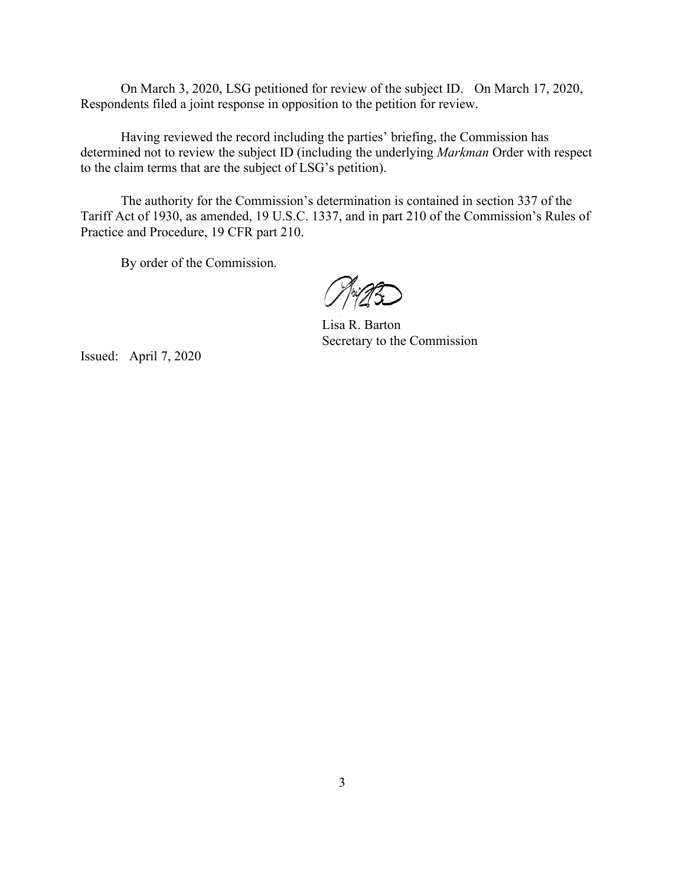On March 3, 2020, LSG petitioned for review of the subject ID. On March 17, 2020, Respondents filed a joint response in opposition to the petition for review.

Having reviewed the record including the parties' briefing, the Commission has determined not to review the subject ID (including the underlying *Markman* Order with respect to the claim terms that are the subject of LSG's petition).

The authority for the Commission's determination is contained in section 337 of the Tariff Act of 1930, as amended, 19 U.S.C. 1337, and in part 210 of the Commission's Rules of Practice and Procedure, 19 CFR part 210.

By order of the Commission.

Lisa R. Barton
Secretary to the Commission

Issued: April 7, 2020